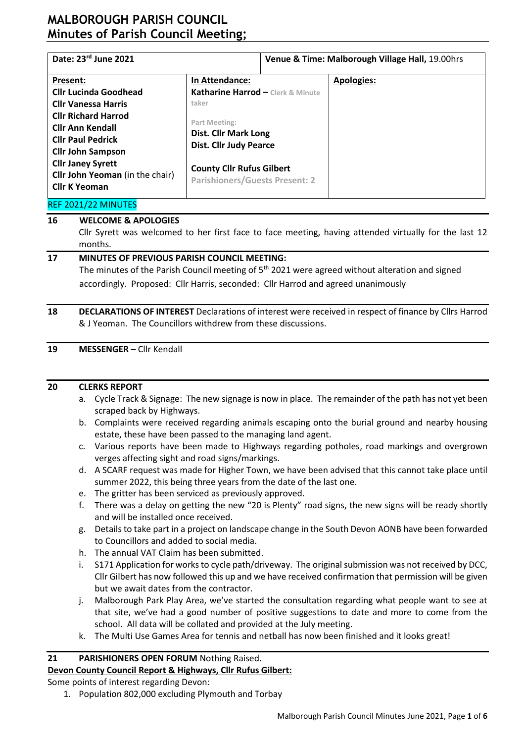# MALBOROUGH PARISH COUNCIL
# Minutes of Parish Council Meeting;

| Date: 23rd June 2021 | | Venue & Time: Malborough Village Hall, 19.00hrs |
|---|---|---|
| **Present:**<br>**Cllr Lucinda Goodhead**<br>**Cllr Vanessa Harris**<br>**Cllr Richard Harrod**<br>**Cllr Ann Kendall**<br>**Cllr Paul Pedrick**<br>**Cllr John Sampson**<br>**Cllr Janey Syrett**<br>**Cllr John Yeoman** (in the chair)<br>**Cllr K Yeoman** | **In Attendance:**<br>**Katharine Harrod –** Clerk & Minute taker<br><br>Part Meeting:<br>**Dist. Cllr Mark Long**<br>**Dist. Cllr Judy Pearce**<br><br>**County Cllr Rufus Gilbert**<br>Parishioners/Guests Present: 2 | **Apologies:** |

REF 2021/22 MINUTES

**16 WELCOME & APOLOGIES**

Cllr Syrett was welcomed to her first face to face meeting, having attended virtually for the last 12 months.

**17 MINUTES OF PREVIOUS PARISH COUNCIL MEETING:**

The minutes of the Parish Council meeting of 5th 2021 were agreed without alteration and signed accordingly. Proposed: Cllr Harris, seconded: Cllr Harrod and agreed unanimously

**18 DECLARATIONS OF INTEREST** Declarations of interest were received in respect of finance by Cllrs Harrod & J Yeoman. The Councillors withdrew from these discussions.

**19 MESSENGER –** Cllr Kendall

**20 CLERKS REPORT**

a. Cycle Track & Signage: The new signage is now in place. The remainder of the path has not yet been scraped back by Highways.
b. Complaints were received regarding animals escaping onto the burial ground and nearby housing estate, these have been passed to the managing land agent.
c. Various reports have been made to Highways regarding potholes, road markings and overgrown verges affecting sight and road signs/markings.
d. A SCARF request was made for Higher Town, we have been advised that this cannot take place until summer 2022, this being three years from the date of the last one.
e. The gritter has been serviced as previously approved.
f. There was a delay on getting the new "20 is Plenty" road signs, the new signs will be ready shortly and will be installed once received.
g. Details to take part in a project on landscape change in the South Devon AONB have been forwarded to Councillors and added to social media.
h. The annual VAT Claim has been submitted.
i. S171 Application for works to cycle path/driveway. The original submission was not received by DCC, Cllr Gilbert has now followed this up and we have received confirmation that permission will be given but we await dates from the contractor.
j. Malborough Park Play Area, we've started the consultation regarding what people want to see at that site, we've had a good number of positive suggestions to date and more to come from the school. All data will be collated and provided at the July meeting.
k. The Multi Use Games Area for tennis and netball has now been finished and it looks great!

**21 PARISHIONERS OPEN FORUM** Nothing Raised.

**Devon County Council Report & Highways, Cllr Rufus Gilbert:**

Some points of interest regarding Devon:

1. Population 802,000 excluding Plymouth and Torbay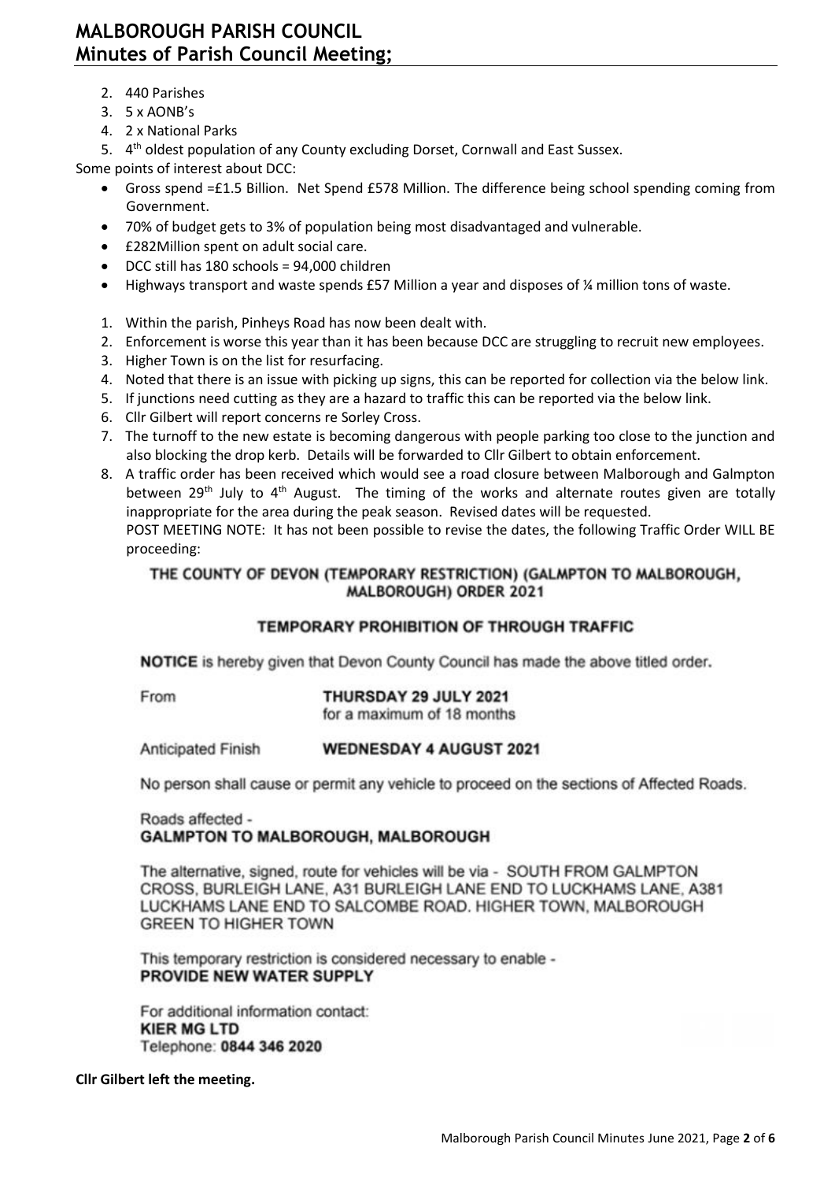2. 440 Parishes
3. 5 x AONB's
4. 2 x National Parks
5. 4th oldest population of any County excluding Dorset, Cornwall and East Sussex.

Some points of interest about DCC:

- Gross spend =£1.5 Billion. Net Spend £578 Million. The difference being school spending coming from Government.
- 70% of budget gets to 3% of population being most disadvantaged and vulnerable.
- £282Million spent on adult social care.
- DCC still has 180 schools = 94,000 children
- Highways transport and waste spends £57 Million a year and disposes of ¼ million tons of waste.

1. Within the parish, Pinheys Road has now been dealt with.
2. Enforcement is worse this year than it has been because DCC are struggling to recruit new employees.
3. Higher Town is on the list for resurfacing.
4. Noted that there is an issue with picking up signs, this can be reported for collection via the below link.
5. If junctions need cutting as they are a hazard to traffic this can be reported via the below link.
6. Cllr Gilbert will report concerns re Sorley Cross.
7. The turnoff to the new estate is becoming dangerous with people parking too close to the junction and also blocking the drop kerb. Details will be forwarded to Cllr Gilbert to obtain enforcement.
8. A traffic order has been received which would see a road closure between Malborough and Galmpton between 29th July to 4th August. The timing of the works and alternate routes given are totally inappropriate for the area during the peak season. Revised dates will be requested.
   POST MEETING NOTE: It has not been possible to revise the dates, the following Traffic Order WILL BE proceeding:

**THE COUNTY OF DEVON (TEMPORARY RESTRICTION) (GALMPTON TO MALBOROUGH, MALBOROUGH) ORDER 2021**

**TEMPORARY PROHIBITION OF THROUGH TRAFFIC**

**NOTICE** is hereby given that Devon County Council has made the above titled order.

From **THURSDAY 29 JULY 2021**
for a maximum of 18 months

Anticipated Finish **WEDNESDAY 4 AUGUST 2021**

No person shall cause or permit any vehicle to proceed on the sections of Affected Roads.

Roads affected -
**GALMPTON TO MALBOROUGH, MALBOROUGH**

The alternative, signed, route for vehicles will be via - SOUTH FROM GALMPTON CROSS, BURLEIGH LANE, A31 BURLEIGH LANE END TO LUCKHAMS LANE, A381 LUCKHAMS LANE END TO SALCOMBE ROAD. HIGHER TOWN, MALBOROUGH GREEN TO HIGHER TOWN

This temporary restriction is considered necessary to enable -
**PROVIDE NEW WATER SUPPLY**

For additional information contact:
**KIER MG LTD**
Telephone: **0844 346 2020**

**Cllr Gilbert left the meeting.**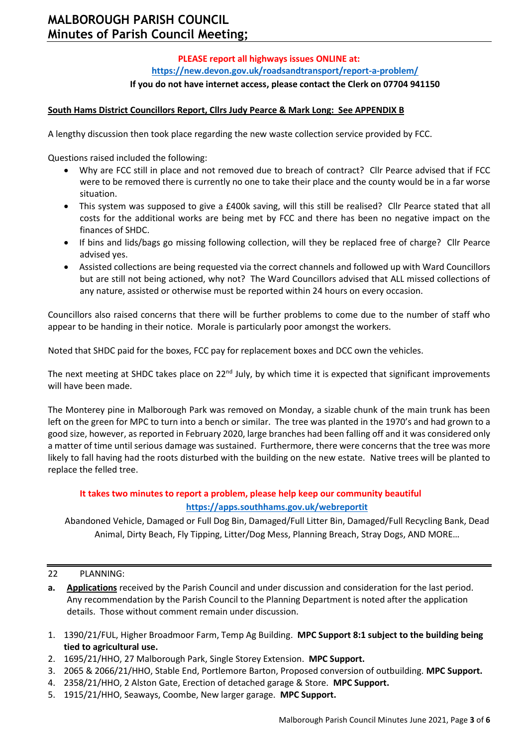**PLEASE report all highways issues ONLINE at:**

**https://new.devon.gov.uk/roadsandtransport/report-a-problem/**

**If you do not have internet access, please contact the Clerk on 07704 941150**

**South Hams District Councillors Report, Cllrs Judy Pearce & Mark Long: See APPENDIX B**

A lengthy discussion then took place regarding the new waste collection service provided by FCC.

Questions raised included the following:

- Why are FCC still in place and not removed due to breach of contract? Cllr Pearce advised that if FCC were to be removed there is currently no one to take their place and the county would be in a far worse situation.
- This system was supposed to give a £400k saving, will this still be realised? Cllr Pearce stated that all costs for the additional works are being met by FCC and there has been no negative impact on the finances of SHDC.
- If bins and lids/bags go missing following collection, will they be replaced free of charge? Cllr Pearce advised yes.
- Assisted collections are being requested via the correct channels and followed up with Ward Councillors but are still not being actioned, why not? The Ward Councillors advised that ALL missed collections of any nature, assisted or otherwise must be reported within 24 hours on every occasion.

Councillors also raised concerns that there will be further problems to come due to the number of staff who appear to be handing in their notice. Morale is particularly poor amongst the workers.

Noted that SHDC paid for the boxes, FCC pay for replacement boxes and DCC own the vehicles.

The next meeting at SHDC takes place on 22nd July, by which time it is expected that significant improvements will have been made.

The Monterey pine in Malborough Park was removed on Monday, a sizable chunk of the main trunk has been left on the green for MPC to turn into a bench or similar. The tree was planted in the 1970's and had grown to a good size, however, as reported in February 2020, large branches had been falling off and it was considered only a matter of time until serious damage was sustained. Furthermore, there were concerns that the tree was more likely to fall having had the roots disturbed with the building on the new estate. Native trees will be planted to replace the felled tree.

**It takes two minutes to report a problem, please help keep our community beautiful**

**https://apps.southhams.gov.uk/webreportit**

Abandoned Vehicle, Damaged or Full Dog Bin, Damaged/Full Litter Bin, Damaged/Full Recycling Bank, Dead Animal, Dirty Beach, Fly Tipping, Litter/Dog Mess, Planning Breach, Stray Dogs, AND MORE…

22 PLANNING:

**a.** **Applications** received by the Parish Council and under discussion and consideration for the last period. Any recommendation by the Parish Council to the Planning Department is noted after the application details. Those without comment remain under discussion.

1. 1390/21/FUL, Higher Broadmoor Farm, Temp Ag Building. **MPC Support 8:1 subject to the building being tied to agricultural use.**
2. 1695/21/HHO, 27 Malborough Park, Single Storey Extension. **MPC Support.**
3. 2065 & 2066/21/HHO, Stable End, Portlemore Barton, Proposed conversion of outbuilding. **MPC Support.**
4. 2358/21/HHO, 2 Alston Gate, Erection of detached garage & Store. **MPC Support.**
5. 1915/21/HHO, Seaways, Coombe, New larger garage. **MPC Support.**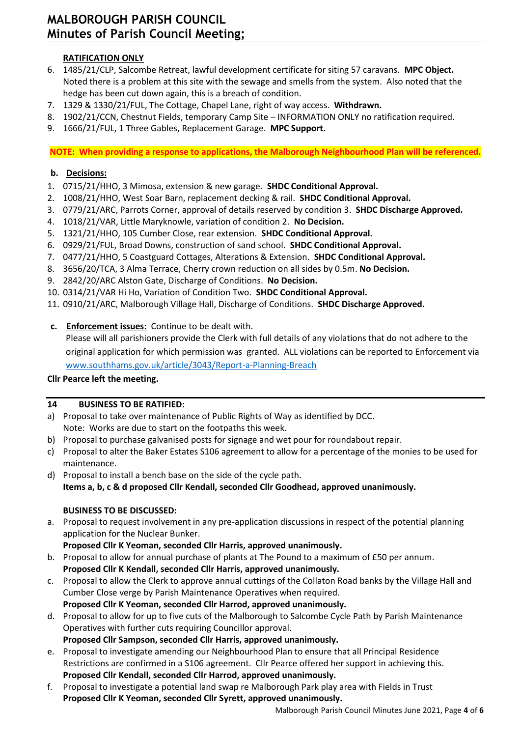**RATIFICATION ONLY**

6. 1485/21/CLP, Salcombe Retreat, lawful development certificate for siting 57 caravans. **MPC Object.** Noted there is a problem at this site with the sewage and smells from the system. Also noted that the hedge has been cut down again, this is a breach of condition.
7. 1329 & 1330/21/FUL, The Cottage, Chapel Lane, right of way access. **Withdrawn.**
8. 1902/21/CCN, Chestnut Fields, temporary Camp Site – INFORMATION ONLY no ratification required.
9. 1666/21/FUL, 1 Three Gables, Replacement Garage. **MPC Support.**

**NOTE: When providing a response to applications, the Malborough Neighbourhood Plan will be referenced.**

**b. Decisions:**

1. 0715/21/HHO, 3 Mimosa, extension & new garage. **SHDC Conditional Approval.**
2. 1008/21/HHO, West Soar Barn, replacement decking & rail. **SHDC Conditional Approval.**
3. 0779/21/ARC, Parrots Corner, approval of details reserved by condition 3. **SHDC Discharge Approved.**
4. 1018/21/VAR, Little Maryknowle, variation of condition 2. **No Decision.**
5. 1321/21/HHO, 105 Cumber Close, rear extension. **SHDC Conditional Approval.**
6. 0929/21/FUL, Broad Downs, construction of sand school. **SHDC Conditional Approval.**
7. 0477/21/HHO, 5 Coastguard Cottages, Alterations & Extension. **SHDC Conditional Approval.**
8. 3656/20/TCA, 3 Alma Terrace, Cherry crown reduction on all sides by 0.5m. **No Decision.**
9. 2842/20/ARC Alston Gate, Discharge of Conditions. **No Decision.**
10. 0314/21/VAR Hi Ho, Variation of Condition Two. **SHDC Conditional Approval.**
11. 0910/21/ARC, Malborough Village Hall, Discharge of Conditions. **SHDC Discharge Approved.**

**c. Enforcement issues:** Continue to be dealt with.
Please will all parishioners provide the Clerk with full details of any violations that do not adhere to the original application for which permission was granted. ALL violations can be reported to Enforcement via www.southhams.gov.uk/article/3043/Report-a-Planning-Breach

**Cllr Pearce left the meeting.**

## 14 BUSINESS TO BE RATIFIED:

a) Proposal to take over maintenance of Public Rights of Way as identified by DCC.
Note: Works are due to start on the footpaths this week.
b) Proposal to purchase galvanised posts for signage and wet pour for roundabout repair.
c) Proposal to alter the Baker Estates S106 agreement to allow for a percentage of the monies to be used for maintenance.
d) Proposal to install a bench base on the side of the cycle path.
**Items a, b, c & d proposed Cllr Kendall, seconded Cllr Goodhead, approved unanimously.**

**BUSINESS TO BE DISCUSSED:**

a. Proposal to request involvement in any pre-application discussions in respect of the potential planning application for the Nuclear Bunker.
**Proposed Cllr K Yeoman, seconded Cllr Harris, approved unanimously.**
b. Proposal to allow for annual purchase of plants at The Pound to a maximum of £50 per annum.
**Proposed Cllr K Kendall, seconded Cllr Harris, approved unanimously.**
c. Proposal to allow the Clerk to approve annual cuttings of the Collaton Road banks by the Village Hall and Cumber Close verge by Parish Maintenance Operatives when required.
**Proposed Cllr K Yeoman, seconded Cllr Harrod, approved unanimously.**
d. Proposal to allow for up to five cuts of the Malborough to Salcombe Cycle Path by Parish Maintenance Operatives with further cuts requiring Councillor approval.
**Proposed Cllr Sampson, seconded Cllr Harris, approved unanimously.**
e. Proposal to investigate amending our Neighbourhood Plan to ensure that all Principal Residence Restrictions are confirmed in a S106 agreement. Cllr Pearce offered her support in achieving this.
**Proposed Cllr Kendall, seconded Cllr Harrod, approved unanimously.**
f. Proposal to investigate a potential land swap re Malborough Park play area with Fields in Trust
**Proposed Cllr K Yeoman, seconded Cllr Syrett, approved unanimously.**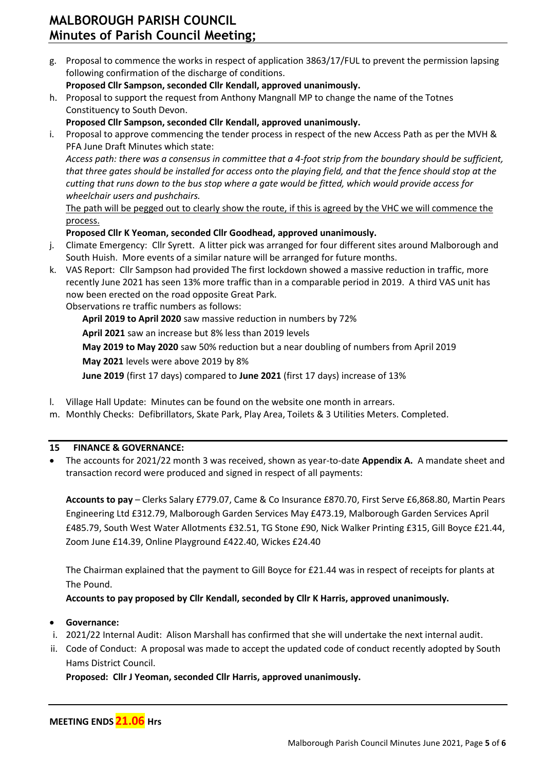g. Proposal to commence the works in respect of application 3863/17/FUL to prevent the permission lapsing following confirmation of the discharge of conditions.
   **Proposed Cllr Sampson, seconded Cllr Kendall, approved unanimously.**
h. Proposal to support the request from Anthony Mangnall MP to change the name of the Totnes Constituency to South Devon.
   **Proposed Cllr Sampson, seconded Cllr Kendall, approved unanimously.**
i. Proposal to approve commencing the tender process in respect of the new Access Path as per the MVH & PFA June Draft Minutes which state:
   *Access path: there was a consensus in committee that a 4-foot strip from the boundary should be sufficient, that three gates should be installed for access onto the playing field, and that the fence should stop at the cutting that runs down to the bus stop where a gate would be fitted, which would provide access for wheelchair users and pushchairs.*
   <u>The path will be pegged out to clearly show the route, if this is agreed by the VHC we will commence the process.</u>
   **Proposed Cllr K Yeoman, seconded Cllr Goodhead, approved unanimously.**
j. Climate Emergency: Cllr Syrett. A litter pick was arranged for four different sites around Malborough and South Huish. More events of a similar nature will be arranged for future months.
k. VAS Report: Cllr Sampson had provided The first lockdown showed a massive reduction in traffic, more recently June 2021 has seen 13% more traffic than in a comparable period in 2019. A third VAS unit has now been erected on the road opposite Great Park.
   Observations re traffic numbers as follows:
   
   **April 2019 to April 2020** saw massive reduction in numbers by 72%
   
   **April 2021** saw an increase but 8% less than 2019 levels
   
   **May 2019 to May 2020** saw 50% reduction but a near doubling of numbers from April 2019
   
   **May 2021** levels were above 2019 by 8%
   
   **June 2019** (first 17 days) compared to **June 2021** (first 17 days) increase of 13%

l. Village Hall Update: Minutes can be found on the website one month in arrears.
m. Monthly Checks: Defibrillators, Skate Park, Play Area, Toilets & 3 Utilities Meters. Completed.

## 15 FINANCE & GOVERNANCE:

- The accounts for 2021/22 month 3 was received, shown as year-to-date **Appendix A.** A mandate sheet and transaction record were produced and signed in respect of all payments:

  **Accounts to pay** – Clerks Salary £779.07, Came & Co Insurance £870.70, First Serve £6,868.80, Martin Pears Engineering Ltd £312.79, Malborough Garden Services May £473.19, Malborough Garden Services April £485.79, South West Water Allotments £32.51, TG Stone £90, Nick Walker Printing £315, Gill Boyce £21.44, Zoom June £14.39, Online Playground £422.40, Wickes £24.40

  The Chairman explained that the payment to Gill Boyce for £21.44 was in respect of receipts for plants at The Pound.

  **Accounts to pay proposed by Cllr Kendall, seconded by Cllr K Harris, approved unanimously.**

- **Governance:**

i. 2021/22 Internal Audit: Alison Marshall has confirmed that she will undertake the next internal audit.
ii. Code of Conduct: A proposal was made to accept the updated code of conduct recently adopted by South Hams District Council.
    **Proposed: Cllr J Yeoman, seconded Cllr Harris, approved unanimously.**

**MEETING ENDS 21.06 Hrs**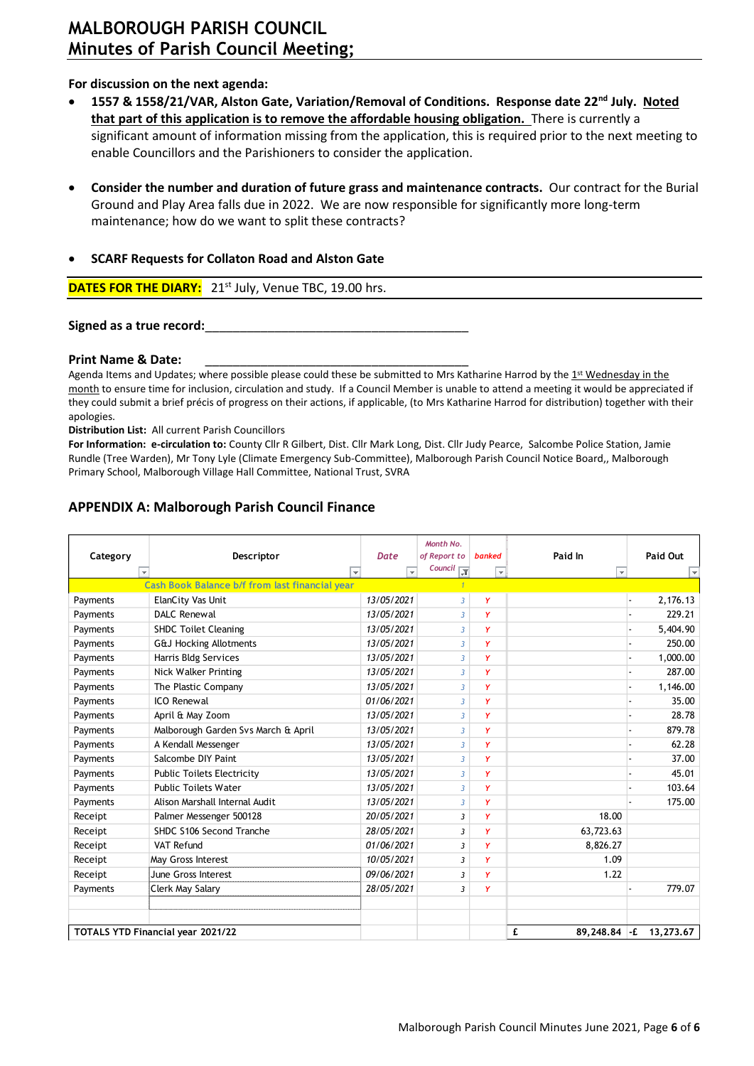# MALBOROUGH PARISH COUNCIL
# Minutes of Parish Council Meeting;

**For discussion on the next agenda:**

- **1557 & 1558/21/VAR, Alston Gate, Variation/Removal of Conditions. Response date 22nd July. Noted that part of this application is to remove the affordable housing obligation.** There is currently a significant amount of information missing from the application, this is required prior to the next meeting to enable Councillors and the Parishioners to consider the application.

- **Consider the number and duration of future grass and maintenance contracts.** Our contract for the Burial Ground and Play Area falls due in 2022. We are now responsible for significantly more long-term maintenance; how do we want to split these contracts?

- **SCARF Requests for Collaton Road and Alston Gate**

**DATES FOR THE DIARY:** 21st July, Venue TBC, 19.00 hrs.

**Signed as a true record:**\_\_\_\_\_\_\_\_\_\_\_\_\_\_\_\_\_\_\_\_\_\_\_\_\_\_\_\_\_\_\_\_\_\_\_\_\_\_\_\_

**Print Name & Date:** \_\_\_\_\_\_\_\_\_\_\_\_\_\_\_\_\_\_\_\_\_\_\_\_\_\_\_\_\_\_\_\_\_\_\_\_\_\_\_\_

Agenda Items and Updates; where possible please could these be submitted to Mrs Katharine Harrod by the 1st Wednesday in the month to ensure time for inclusion, circulation and study. If a Council Member is unable to attend a meeting it would be appreciated if they could submit a brief précis of progress on their actions, if applicable, (to Mrs Katharine Harrod for distribution) together with their apologies.

**Distribution List:** All current Parish Councillors

**For Information: e-circulation to:** County Cllr R Gilbert, Dist. Cllr Mark Long, Dist. Cllr Judy Pearce, Salcombe Police Station, Jamie Rundle (Tree Warden), Mr Tony Lyle (Climate Emergency Sub-Committee), Malborough Parish Council Notice Board,, Malborough Primary School, Malborough Village Hall Committee, National Trust, SVRA

## APPENDIX A: Malborough Parish Council Finance

| Category | Descriptor | Date | Month No. of Report to Council | banked | Paid In | Paid Out |
|---|---|---|---|---|---|---|
| | Cash Book Balance b/f from last financial year | | 1 | | | |
| Payments | ElanCity Vas Unit | 13/05/2021 | 3 | Y | | - 2,176.13 |
| Payments | DALC Renewal | 13/05/2021 | 3 | Y | | - 229.21 |
| Payments | SHDC Toilet Cleaning | 13/05/2021 | 3 | Y | | - 5,404.90 |
| Payments | G&J Hocking Allotments | 13/05/2021 | 3 | Y | | - 250.00 |
| Payments | Harris Bldg Services | 13/05/2021 | 3 | Y | | - 1,000.00 |
| Payments | Nick Walker Printing | 13/05/2021 | 3 | Y | | - 287.00 |
| Payments | The Plastic Company | 13/05/2021 | 3 | Y | | - 1,146.00 |
| Payments | ICO Renewal | 01/06/2021 | 3 | Y | | - 35.00 |
| Payments | April & May Zoom | 13/05/2021 | 3 | Y | | - 28.78 |
| Payments | Malborough Garden Svs March & April | 13/05/2021 | 3 | Y | | - 879.78 |
| Payments | A Kendall Messenger | 13/05/2021 | 3 | Y | | - 62.28 |
| Payments | Salcombe DIY Paint | 13/05/2021 | 3 | Y | | - 37.00 |
| Payments | Public Toilets Electricity | 13/05/2021 | 3 | Y | | - 45.01 |
| Payments | Public Toilets Water | 13/05/2021 | 3 | Y | | - 103.64 |
| Payments | Alison Marshall Internal Audit | 13/05/2021 | 3 | Y | | - 175.00 |
| Receipt | Palmer Messenger 500128 | 20/05/2021 | 3 | Y | 18.00 | |
| Receipt | SHDC S106 Second Tranche | 28/05/2021 | 3 | Y | 63,723.63 | |
| Receipt | VAT Refund | 01/06/2021 | 3 | Y | 8,826.27 | |
| Receipt | May Gross Interest | 10/05/2021 | 3 | Y | 1.09 | |
| Receipt | June Gross Interest | 09/06/2021 | 3 | Y | 1.22 | |
| Payments | Clerk May Salary | 28/05/2021 | 3 | Y | | - 779.07 |
| | | | | | | |
| TOTALS YTD Financial year 2021/22 | | | | | £ 89,248.84 | -£ 13,273.67 |